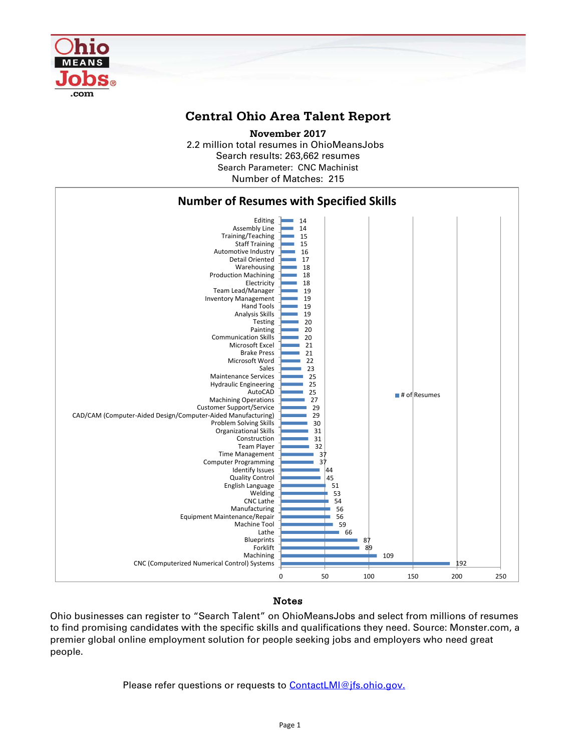# Central Ohio Area Talent Report

**November 2017**

2.2 million total resumes in OhioMeansJobs
Search results: 263,662 resumes
Search Parameter: CNC Machinist
Number of Matches: 215

## Number of Resumes with Specified Skills

| Skill | # of Resumes |
|---|---|
| Editing | 14 |
| Assembly Line | 14 |
| Training/Teaching | 15 |
| Staff Training | 15 |
| Automotive Industry | 16 |
| Detail Oriented | 17 |
| Warehousing | 18 |
| Production Machining | 18 |
| Electricity | 18 |
| Team Lead/Manager | 19 |
| Inventory Management | 19 |
| Hand Tools | 19 |
| Analysis Skills | 19 |
| Testing | 20 |
| Painting | 20 |
| Communication Skills | 20 |
| Microsoft Excel | 21 |
| Brake Press | 21 |
| Microsoft Word | 22 |
| Sales | 23 |
| Maintenance Services | 25 |
| Hydraulic Engineering | 25 |
| AutoCAD | 25 |
| Machining Operations | 27 |
| Customer Support/Service | 29 |
| CAD/CAM (Computer-Aided Design/Computer-Aided Manufacturing) | 29 |
| Problem Solving Skills | 30 |
| Organizational Skills | 31 |
| Construction | 31 |
| Team Player | 32 |
| Time Management | 37 |
| Computer Programming | 37 |
| Identify Issues | 44 |
| Quality Control | 45 |
| English Language | 51 |
| Welding | 53 |
| CNC Lathe | 54 |
| Manufacturing | 56 |
| Equipment Maintenance/Repair | 56 |
| Machine Tool | 59 |
| Lathe | 66 |
| Blueprints | 87 |
| Forklift | 89 |
| Machining | 109 |
| CNC (Computerized Numerical Control) Systems | 192 |

### Notes

Ohio businesses can register to "Search Talent" on OhioMeansJobs and select from millions of resumes to find promising candidates with the specific skills and qualifications they need. Source: Monster.com, a premier global online employment solution for people seeking jobs and employers who need great people.

Please refer questions or requests to [ContactLMI@jfs.ohio.gov.](mailto:ContactLMI@jfs.ohio.gov)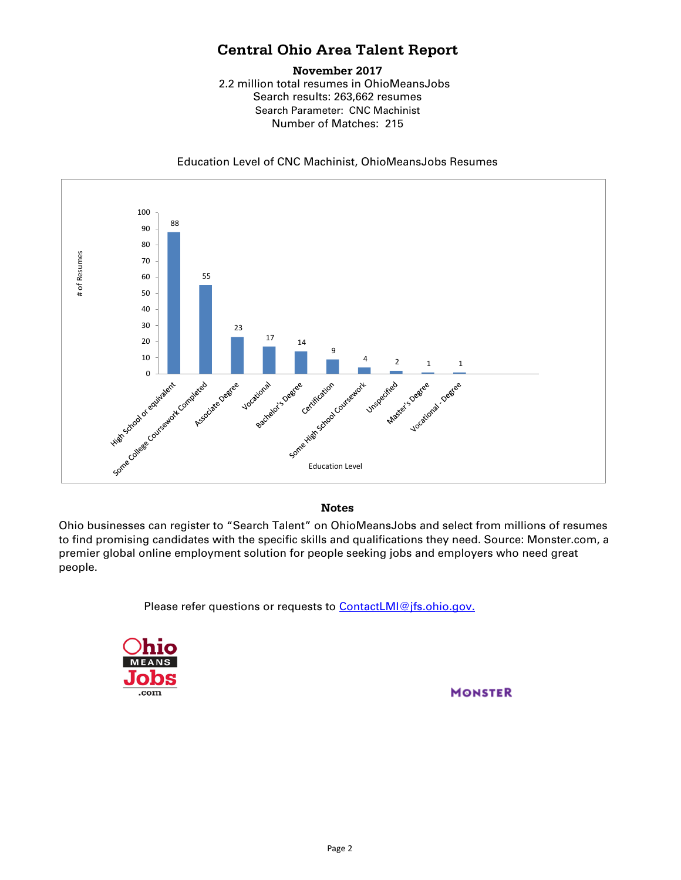# Central Ohio Area Talent Report

**November 2017**

2.2 million total resumes in OhioMeansJobs

Search results: 263,662 resumes

Search Parameter: CNC Machinist

Number of Matches: 215

Education Level of CNC Machinist, OhioMeansJobs Resumes

# of Resumes

100
90
80
70
60
50
40
30
20
10
0

88
55
23
17
14
9
4
2
1
1

High School or equivalent
Some College Coursework Completed
Associate Degree
Vocational
Bachelor's Degree
Certification
Some High School Coursework
Unspecified
Master's Degree
Vocational - Degree

Education Level

## Notes

Ohio businesses can register to "Search Talent" on OhioMeansJobs and select from millions of resumes to find promising candidates with the specific skills and qualifications they need. Source: Monster.com, a premier global online employment solution for people seeking jobs and employers who need great people.

Please refer questions or requests to [ContactLMI@jfs.ohio.gov.](mailto:ContactLMI@jfs.ohio.gov)

Ohio MEANS Jobs .com

MONSTER